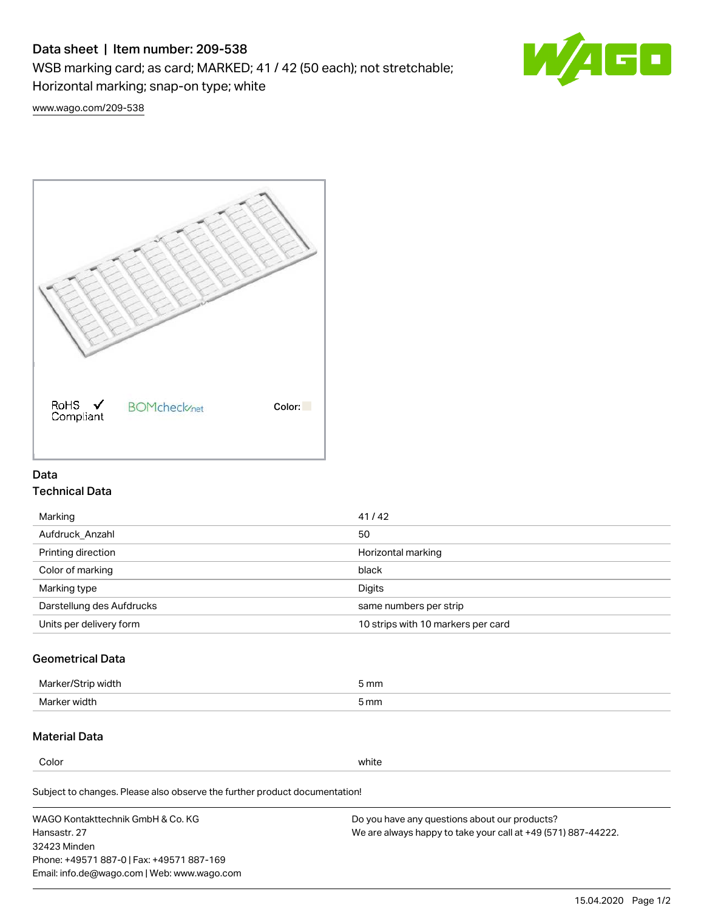# Data sheet | Item number: 209-538

WSB marking card; as card; MARKED; 41 / 42 (50 each); not stretchable; Horizontal marking; snap-on type; white

www.wago.com/209-538

RoHS Compliant ✓ BOMcheck.net Color:

## Data

### Technical Data

| | |
|---|---|
| Marking | 41 / 42 |
| Aufdruck_Anzahl | 50 |
| Printing direction | Horizontal marking |
| Color of marking | black |
| Marking type | Digits |
| Darstellung des Aufdrucks | same numbers per strip |
| Units per delivery form | 10 strips with 10 markers per card |

### Geometrical Data

| | |
|---|---|
| Marker/Strip width | 5 mm |
| Marker width | 5 mm |

### Material Data

| | |
|---|---|
| Color | white |

Subject to changes. Please also observe the further product documentation!

WAGO Kontakttechnik GmbH & Co. KG
Hansastr. 27
32423 Minden
Phone: +49571 887-0 | Fax: +49571 887-169
Email: info.de@wago.com | Web: www.wago.com

Do you have any questions about our products?
We are always happy to take your call at +49 (571) 887-44222.

15.04.2020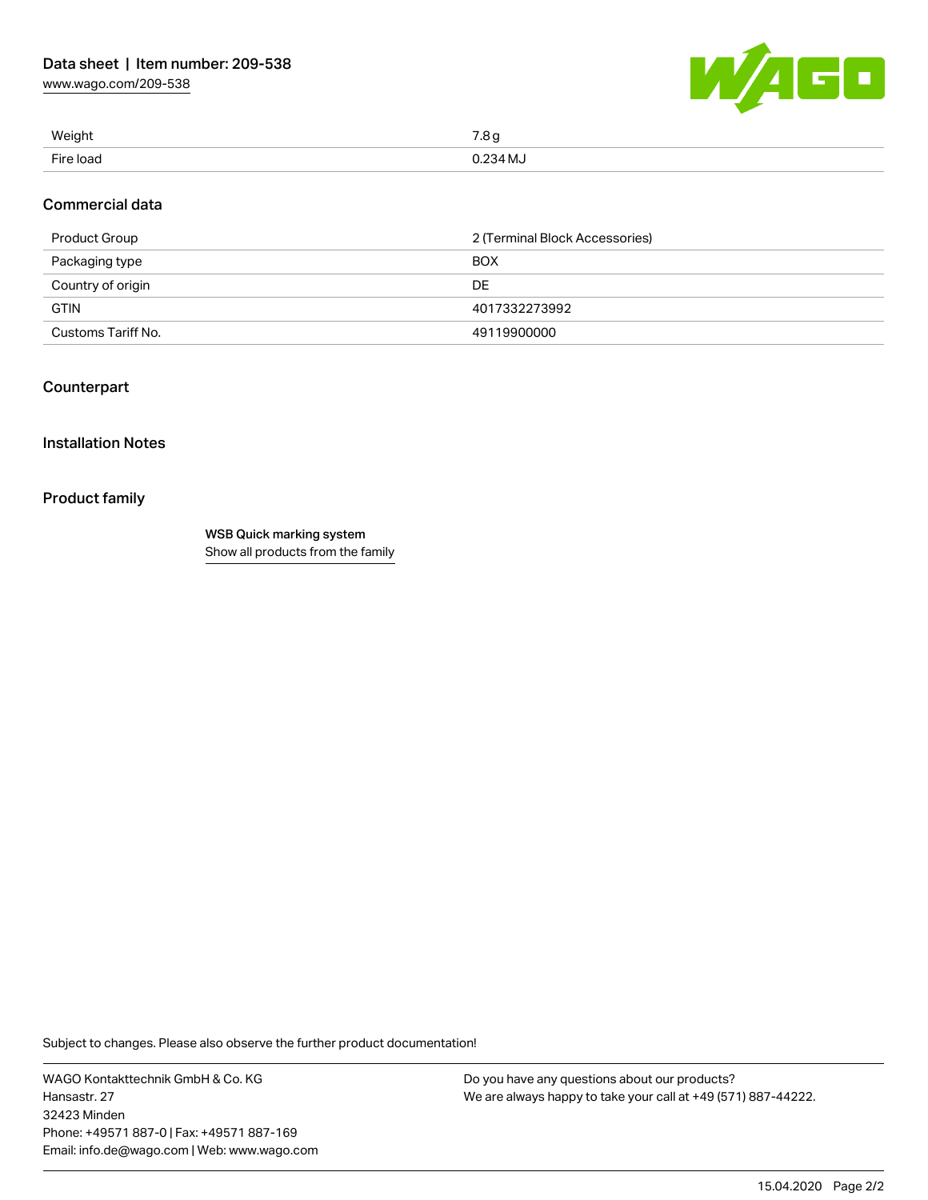| | |
|---|---|
| Weight | 7.8 g |
| Fire load | 0.234 MJ |

## Commercial data

| | |
|---|---|
| Product Group | 2 (Terminal Block Accessories) |
| Packaging type | BOX |
| Country of origin | DE |
| GTIN | 4017332273992 |
| Customs Tariff No. | 49119900000 |

## Counterpart

## Installation Notes

## Product family

**WSB Quick marking system**
Show all products from the family

Subject to changes. Please also observe the further product documentation!

WAGO Kontakttechnik GmbH & Co. KG
Hansastr. 27
32423 Minden
Phone: +49571 887-0 | Fax: +49571 887-169
Email: info.de@wago.com | Web: www.wago.com

Do you have any questions about our products?
We are always happy to take your call at +49 (571) 887-44222.

15.04.2020